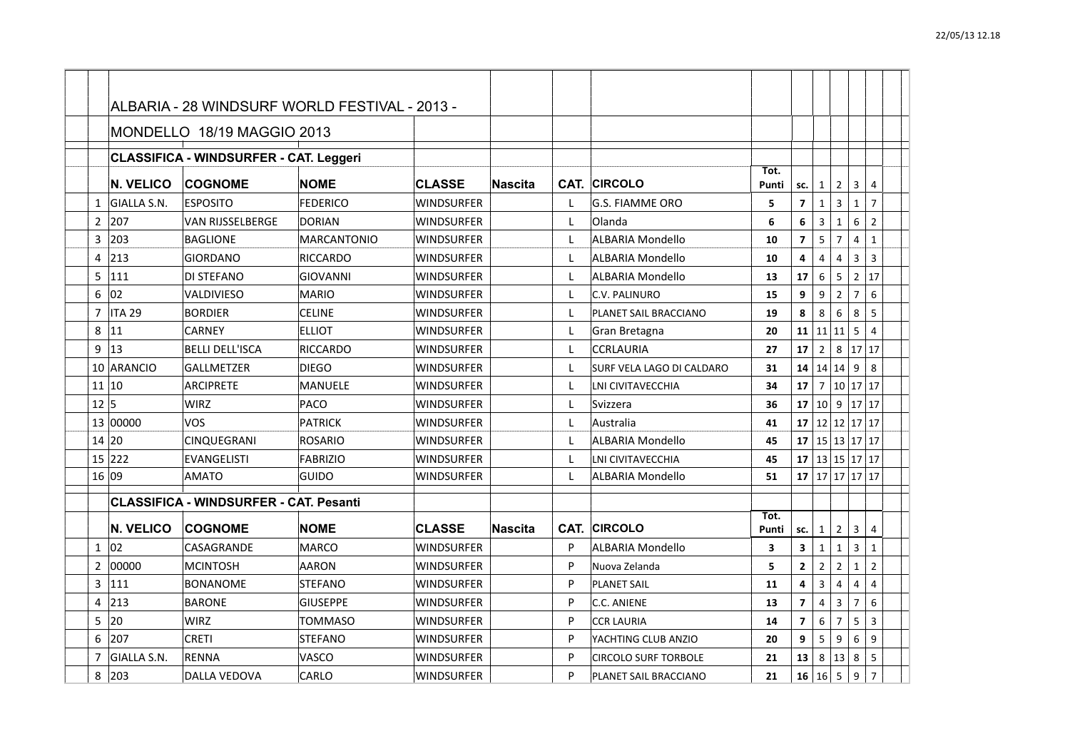## ALBARIA - 28 WINDSURF WORLD FESTIVAL - 2013 -

### MONDELLO 18/19 MAGGIO 2013

### CLASSIFICA - WINDSURFER - CAT. Leggeri

| | N. VELICO | COGNOME | NOME | CLASSE | Nascita | CAT. | CIRCOLO | Tot. Punti | sc. | 1 | 2 | 3 | 4 |
|---|---|---|---|---|---|---|---|---|---|---|---|---|---|
| 1 | GIALLA S.N. | ESPOSITO | FEDERICO | WINDSURFER | | L | G.S. FIAMME ORO | **5** | **7** | 1 | 3 | 1 | 7 |
| 2 | 207 | VAN RIJSSELBERGE | DORIAN | WINDSURFER | | L | Olanda | **6** | **6** | 3 | 1 | 6 | 2 |
| 3 | 203 | BAGLIONE | MARCANTONIO | WINDSURFER | | L | ALBARIA Mondello | **10** | **7** | 5 | 7 | 4 | 1 |
| 4 | 213 | GIORDANO | RICCARDO | WINDSURFER | | L | ALBARIA Mondello | **10** | **4** | 4 | 4 | 3 | 3 |
| 5 | 111 | DI STEFANO | GIOVANNI | WINDSURFER | | L | ALBARIA Mondello | **13** | **17** | 6 | 5 | 2 | 17 |
| 6 | 02 | VALDIVIESO | MARIO | WINDSURFER | | L | C.V. PALINURO | **15** | **9** | 9 | 2 | 7 | 6 |
| 7 | ITA 29 | BORDIER | CELINE | WINDSURFER | | L | PLANET SAIL BRACCIANO | **19** | **8** | 8 | 6 | 8 | 5 |
| 8 | 11 | CARNEY | ELLIOT | WINDSURFER | | L | Gran Bretagna | **20** | **11** | 11 | 11 | 5 | 4 |
| 9 | 13 | BELLI DELL'ISCA | RICCARDO | WINDSURFER | | L | CCRLAURIA | **27** | **17** | 2 | 8 | 17 | 17 |
| 10 | ARANCIO | GALLMETZER | DIEGO | WINDSURFER | | L | SURF VELA LAGO DI CALDARO | **31** | **14** | 14 | 14 | 9 | 8 |
| 11 | 10 | ARCIPRETE | MANUELE | WINDSURFER | | L | LNI CIVITAVECCHIA | **34** | **17** | 7 | 10 | 17 | 17 |
| 12 | 5 | WIRZ | PACO | WINDSURFER | | L | Svizzera | **36** | **17** | 10 | 9 | 17 | 17 |
| 13 | 00000 | VOS | PATRICK | WINDSURFER | | L | Australia | **41** | **17** | 12 | 12 | 17 | 17 |
| 14 | 20 | CINQUEGRANI | ROSARIO | WINDSURFER | | L | ALBARIA Mondello | **45** | **17** | 15 | 13 | 17 | 17 |
| 15 | 222 | EVANGELISTI | FABRIZIO | WINDSURFER | | L | LNI CIVITAVECCHIA | **45** | **17** | 13 | 15 | 17 | 17 |
| 16 | 09 | AMATO | GUIDO | WINDSURFER | | L | ALBARIA Mondello | **51** | **17** | 17 | 17 | 17 | 17 |

### CLASSIFICA - WINDSURFER - CAT. Pesanti

| | N. VELICO | COGNOME | NOME | CLASSE | Nascita | CAT. | CIRCOLO | Tot. Punti | sc. | 1 | 2 | 3 | 4 |
|---|---|---|---|---|---|---|---|---|---|---|---|---|---|
| 1 | 02 | CASAGRANDE | MARCO | WINDSURFER | | P | ALBARIA Mondello | **3** | **3** | 1 | 1 | 3 | 1 |
| 2 | 00000 | MCINTOSH | AARON | WINDSURFER | | P | Nuova Zelanda | **5** | **2** | 2 | 2 | 1 | 2 |
| 3 | 111 | BONANOME | STEFANO | WINDSURFER | | P | PLANET SAIL | **11** | **4** | 3 | 4 | 4 | 4 |
| 4 | 213 | BARONE | GIUSEPPE | WINDSURFER | | P | C.C. ANIENE | **13** | **7** | 4 | 3 | 7 | 6 |
| 5 | 20 | WIRZ | TOMMASO | WINDSURFER | | P | CCR LAURIA | **14** | **7** | 6 | 7 | 5 | 3 |
| 6 | 207 | CRETI | STEFANO | WINDSURFER | | P | YACHTING CLUB ANZIO | **20** | **9** | 5 | 9 | 6 | 9 |
| 7 | GIALLA S.N. | RENNA | VASCO | WINDSURFER | | P | CIRCOLO SURF TORBOLE | **21** | **13** | 8 | 13 | 8 | 5 |
| 8 | 203 | DALLA VEDOVA | CARLO | WINDSURFER | | P | PLANET SAIL BRACCIANO | **21** | **16** | 16 | 5 | 9 | 7 |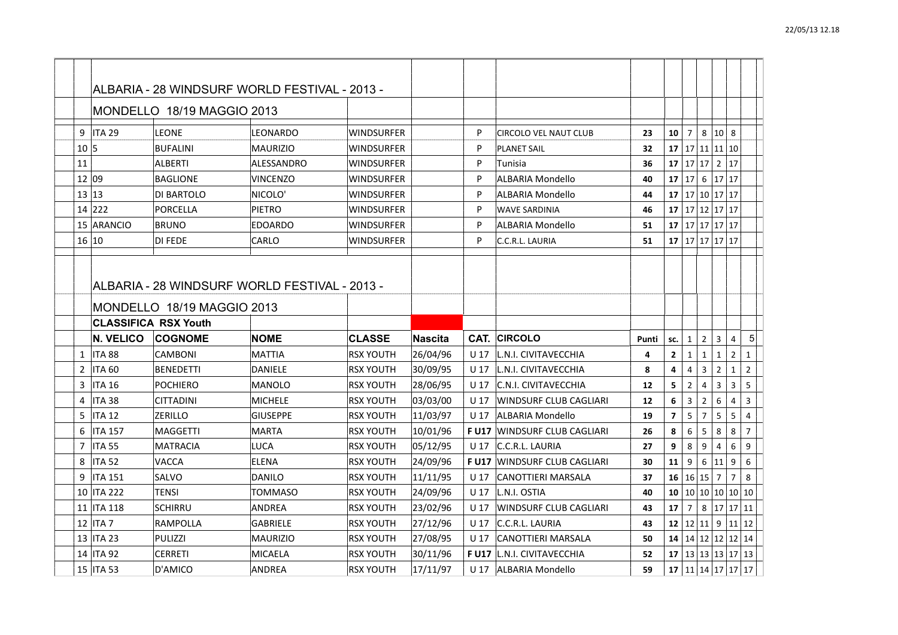## ALBARIA - 28 WINDSURF WORLD FESTIVAL - 2013 -

MONDELLO 18/19 MAGGIO 2013

| | | | | | | | | | | | | | | | |
|---|---|---|---|---|---|---|---|---|---|---|---|---|---|---|---|
| 9 | ITA 29 | LEONE | LEONARDO | WINDSURFER | | P | CIRCOLO VEL NAUT CLUB | 23 | **10** | 7 | 8 | 10 | 8 | | |
| 10 | 5 | BUFALINI | MAURIZIO | WINDSURFER | | P | PLANET SAIL | 32 | **17** | 17 | 11 | 11 | 10 | | |
| 11 | | ALBERTI | ALESSANDRO | WINDSURFER | | P | Tunisia | 36 | **17** | 17 | 17 | 2 | 17 | | |
| 12 | 09 | BAGLIONE | VINCENZO | WINDSURFER | | P | ALBARIA Mondello | 40 | **17** | 17 | 6 | 17 | 17 | | |
| 13 | 13 | DI BARTOLO | NICOLO' | WINDSURFER | | P | ALBARIA Mondello | 44 | **17** | 17 | 10 | 17 | 17 | | |
| 14 | 222 | PORCELLA | PIETRO | WINDSURFER | | P | WAVE SARDINIA | 46 | **17** | 17 | 12 | 17 | 17 | | |
| 15 | ARANCIO | BRUNO | EDOARDO | WINDSURFER | | P | ALBARIA Mondello | 51 | **17** | 17 | 17 | 17 | 17 | | |
| 16 | 10 | DI FEDE | CARLO | WINDSURFER | | P | C.C.R.L. LAURIA | 51 | **17** | 17 | 17 | 17 | 17 | | |

## ALBARIA - 28 WINDSURF WORLD FESTIVAL - 2013 -

MONDELLO 18/19 MAGGIO 2013

**CLASSIFICA RSX Youth**

| | N. VELICO | COGNOME | NOME | CLASSE | Nascita | CAT. | CIRCOLO | Punti | sc. | 1 | 2 | 3 | 4 | 5 |
|---|---|---|---|---|---|---|---|---|---|---|---|---|---|---|
| 1 | ITA 88 | CAMBONI | MATTIA | RSX YOUTH | 26/04/96 | U 17 | L.N.I. CIVITAVECCHIA | 4 | **2** | 1 | 1 | 1 | 2 | 1 |
| 2 | ITA 60 | BENEDETTI | DANIELE | RSX YOUTH | 30/09/95 | U 17 | L.N.I. CIVITAVECCHIA | 8 | **4** | 4 | 3 | 2 | 1 | 2 |
| 3 | ITA 16 | POCHIERO | MANOLO | RSX YOUTH | 28/06/95 | U 17 | C.N.I. CIVITAVECCHIA | 12 | **5** | 2 | 4 | 3 | 3 | 5 |
| 4 | ITA 38 | CITTADINI | MICHELE | RSX YOUTH | 03/03/00 | U 17 | WINDSURF CLUB CAGLIARI | 12 | **6** | 3 | 2 | 6 | 4 | 3 |
| 5 | ITA 12 | ZERILLO | GIUSEPPE | RSX YOUTH | 11/03/97 | U 17 | ALBARIA Mondello | 19 | **7** | 5 | 7 | 5 | 5 | 4 |
| 6 | ITA 157 | MAGGETTI | MARTA | RSX YOUTH | 10/01/96 | **F U17** | WINDSURF CLUB CAGLIARI | 26 | **8** | 6 | 5 | 8 | 8 | 7 |
| 7 | ITA 55 | MATRACIA | LUCA | RSX YOUTH | 05/12/95 | U 17 | C.C.R.L. LAURIA | 27 | **9** | 8 | 9 | 4 | 6 | 9 |
| 8 | ITA 52 | VACCA | ELENA | RSX YOUTH | 24/09/96 | **F U17** | WINDSURF CLUB CAGLIARI | 30 | **11** | 9 | 6 | 11 | 9 | 6 |
| 9 | ITA 151 | SALVO | DANILO | RSX YOUTH | 11/11/95 | U 17 | CANOTTIERI MARSALA | 37 | **16** | 16 | 15 | 7 | 7 | 8 |
| 10 | ITA 222 | TENSI | TOMMASO | RSX YOUTH | 24/09/96 | U 17 | L.N.I. OSTIA | 40 | **10** | 10 | 10 | 10 | 10 | 10 |
| 11 | ITA 118 | SCHIRRU | ANDREA | RSX YOUTH | 23/02/96 | U 17 | WINDSURF CLUB CAGLIARI | 43 | **17** | 7 | 8 | 17 | 17 | 11 |
| 12 | ITA 7 | RAMPOLLA | GABRIELE | RSX YOUTH | 27/12/96 | U 17 | C.C.R.L. LAURIA | 43 | **12** | 12 | 11 | 9 | 11 | 12 |
| 13 | ITA 23 | PULIZZI | MAURIZIO | RSX YOUTH | 27/08/95 | U 17 | CANOTTIERI MARSALA | 50 | **14** | 14 | 12 | 12 | 12 | 14 |
| 14 | ITA 92 | CERRETI | MICAELA | RSX YOUTH | 30/11/96 | **F U17** | L.N.I. CIVITAVECCHIA | 52 | **17** | 13 | 13 | 13 | 17 | 13 |
| 15 | ITA 53 | D'AMICO | ANDREA | RSX YOUTH | 17/11/97 | U 17 | ALBARIA Mondello | 59 | **17** | 11 | 14 | 17 | 17 | 17 |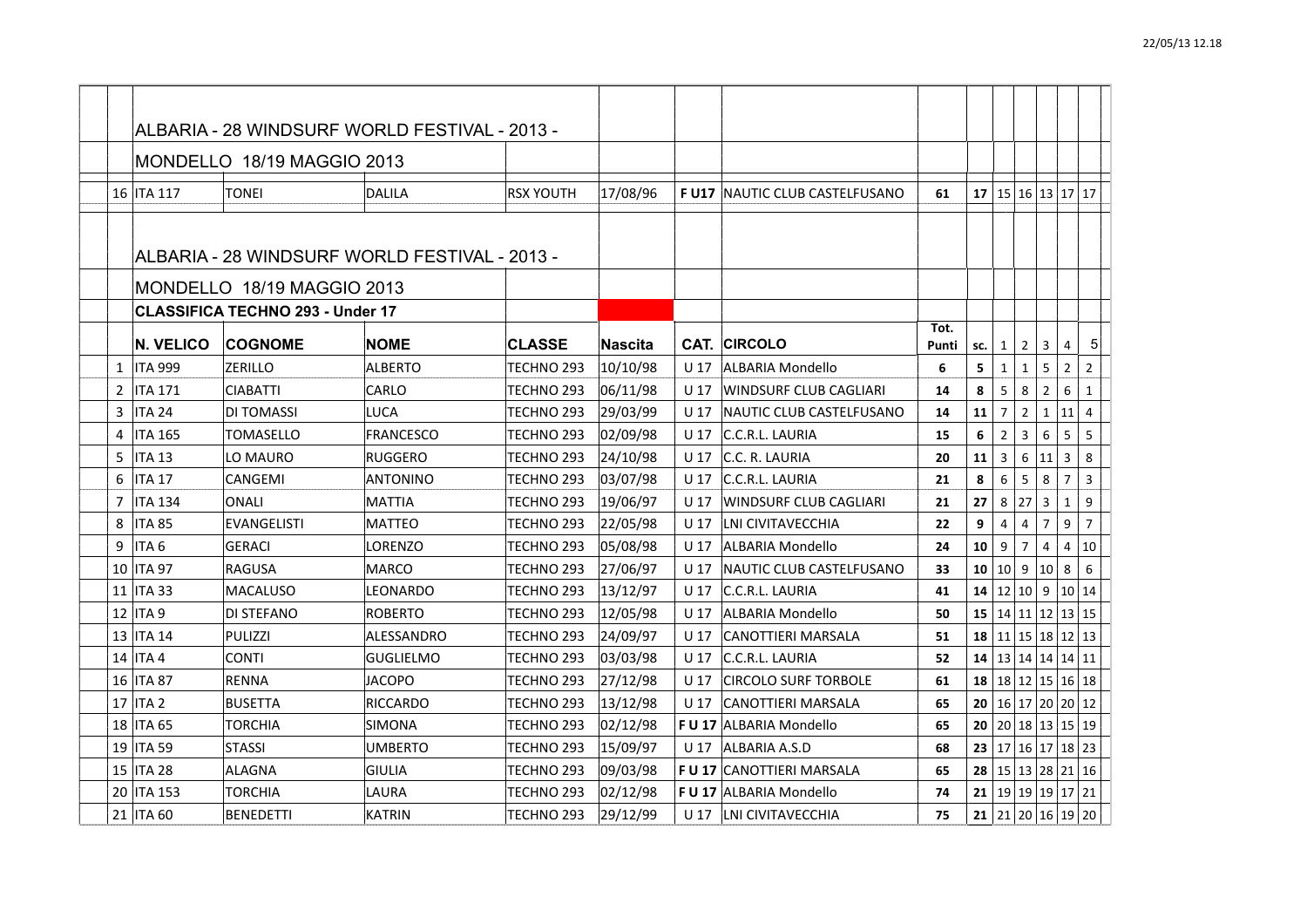ALBARIA - 28 WINDSURF WORLD FESTIVAL - 2013 -

MONDELLO 18/19 MAGGIO 2013

| | | | | | | | Tot. Punti | sc. | 1 | 2 | 3 | 4 | 5 |
|---|---|---|---|---|---|---|---|---|---|---|---|---|---|
| 16 | ITA 117 | TONEI | DALILA | RSX YOUTH | 17/08/96 | **F U17** NAUTIC CLUB CASTELFUSANO | 61 | **17** | 15 | 16 | 13 | 17 | 17 |

ALBARIA - 28 WINDSURF WORLD FESTIVAL - 2013 -

MONDELLO 18/19 MAGGIO 2013

**CLASSIFICA TECHNO 293 - Under 17**

| | N. VELICO | COGNOME | NOME | CLASSE | Nascita | CAT. | CIRCOLO | Tot. Punti | sc. | 1 | 2 | 3 | 4 | 5 |
|---|---|---|---|---|---|---|---|---|---|---|---|---|---|---|
| 1 | ITA 999 | ZERILLO | ALBERTO | TECHNO 293 | 10/10/98 | U 17 | ALBARIA Mondello | 6 | 5 | 1 | 1 | 5 | 2 | 2 |
| 2 | ITA 171 | CIABATTI | CARLO | TECHNO 293 | 06/11/98 | U 17 | WINDSURF CLUB CAGLIARI | 14 | 8 | 5 | 8 | 2 | 6 | 1 |
| 3 | ITA 24 | DI TOMASSI | LUCA | TECHNO 293 | 29/03/99 | U 17 | NAUTIC CLUB CASTELFUSANO | 14 | 11 | 7 | 2 | 1 | 11 | 4 |
| 4 | ITA 165 | TOMASELLO | FRANCESCO | TECHNO 293 | 02/09/98 | U 17 | C.C.R.L. LAURIA | 15 | 6 | 2 | 3 | 6 | 5 | 5 |
| 5 | ITA 13 | LO MAURO | RUGGERO | TECHNO 293 | 24/10/98 | U 17 | C.C. R. LAURIA | 20 | 11 | 3 | 6 | 11 | 3 | 8 |
| 6 | ITA 17 | CANGEMI | ANTONINO | TECHNO 293 | 03/07/98 | U 17 | C.C.R.L. LAURIA | 21 | 8 | 6 | 5 | 8 | 7 | 3 |
| 7 | ITA 134 | ONALI | MATTIA | TECHNO 293 | 19/06/97 | U 17 | WINDSURF CLUB CAGLIARI | 21 | 27 | 8 | 27 | 3 | 1 | 9 |
| 8 | ITA 85 | EVANGELISTI | MATTEO | TECHNO 293 | 22/05/98 | U 17 | LNI CIVITAVECCHIA | 22 | 9 | 4 | 4 | 7 | 9 | 7 |
| 9 | ITA 6 | GERACI | LORENZO | TECHNO 293 | 05/08/98 | U 17 | ALBARIA Mondello | 24 | 10 | 9 | 7 | 4 | 4 | 10 |
| 10 | ITA 97 | RAGUSA | MARCO | TECHNO 293 | 27/06/97 | U 17 | NAUTIC CLUB CASTELFUSANO | 33 | 10 | 10 | 9 | 10 | 8 | 6 |
| 11 | ITA 33 | MACALUSO | LEONARDO | TECHNO 293 | 13/12/97 | U 17 | C.C.R.L. LAURIA | 41 | 14 | 12 | 10 | 9 | 10 | 14 |
| 12 | ITA 9 | DI STEFANO | ROBERTO | TECHNO 293 | 12/05/98 | U 17 | ALBARIA Mondello | 50 | 15 | 14 | 11 | 12 | 13 | 15 |
| 13 | ITA 14 | PULIZZI | ALESSANDRO | TECHNO 293 | 24/09/97 | U 17 | CANOTTIERI MARSALA | 51 | 18 | 11 | 15 | 18 | 12 | 13 |
| 14 | ITA 4 | CONTI | GUGLIELMO | TECHNO 293 | 03/03/98 | U 17 | C.C.R.L. LAURIA | 52 | 14 | 13 | 14 | 14 | 14 | 11 |
| 16 | ITA 87 | RENNA | JACOPO | TECHNO 293 | 27/12/98 | U 17 | CIRCOLO SURF TORBOLE | 61 | 18 | 18 | 12 | 15 | 16 | 18 |
| 17 | ITA 2 | BUSETTA | RICCARDO | TECHNO 293 | 13/12/98 | U 17 | CANOTTIERI MARSALA | 65 | 20 | 16 | 17 | 20 | 20 | 12 |
| 18 | ITA 65 | TORCHIA | SIMONA | TECHNO 293 | 02/12/98 | **F U 17** | ALBARIA Mondello | 65 | 20 | 20 | 18 | 13 | 15 | 19 |
| 19 | ITA 59 | STASSI | UMBERTO | TECHNO 293 | 15/09/97 | U 17 | ALBARIA A.S.D | 68 | 23 | 17 | 16 | 17 | 18 | 23 |
| 15 | ITA 28 | ALAGNA | GIULIA | TECHNO 293 | 09/03/98 | **F U 17** | CANOTTIERI MARSALA | 65 | 28 | 15 | 13 | 28 | 21 | 16 |
| 20 | ITA 153 | TORCHIA | LAURA | TECHNO 293 | 02/12/98 | **F U 17** | ALBARIA Mondello | 74 | 21 | 19 | 19 | 19 | 17 | 21 |
| 21 | ITA 60 | BENEDETTI | KATRIN | TECHNO 293 | 29/12/99 | U 17 | LNI CIVITAVECCHIA | 75 | 21 | 21 | 20 | 16 | 19 | 20 |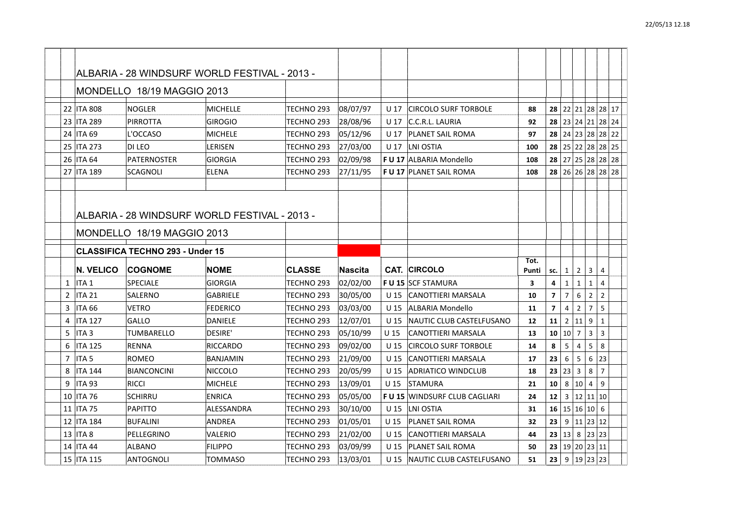## ALBARIA - 28 WINDSURF WORLD FESTIVAL - 2013 -

### MONDELLO 18/19 MAGGIO 2013

| | | | | | | | | | | | | | | |
|---|---|---|---|---|---|---|---|---|---|---|---|---|---|---|
| 22 | ITA 808 | NOGLER | MICHELLE | TECHNO 293 | 08/07/97 | U 17 | CIRCOLO SURF TORBOLE | 88 | **28** | 22 | 21 | 28 | 28 | 17 |
| 23 | ITA 289 | PIRROTTA | GIROGIO | TECHNO 293 | 28/08/96 | U 17 | C.C.R.L. LAURIA | 92 | **28** | 23 | 24 | 21 | 28 | 24 |
| 24 | ITA 69 | L'OCCASO | MICHELE | TECHNO 293 | 05/12/96 | U 17 | PLANET SAIL ROMA | 97 | **28** | 24 | 23 | 28 | 28 | 22 |
| 25 | ITA 273 | DI LEO | LERISEN | TECHNO 293 | 27/03/00 | U 17 | LNI OSTIA | 100 | **28** | 25 | 22 | 28 | 28 | 25 |
| 26 | ITA 64 | PATERNOSTER | GIORGIA | TECHNO 293 | 02/09/98 | **F U 17** | ALBARIA Mondello | 108 | **28** | 27 | 25 | 28 | 28 | 28 |
| 27 | ITA 189 | SCAGNOLI | ELENA | TECHNO 293 | 27/11/95 | **F U 17** | PLANET SAIL ROMA | 108 | **28** | 26 | 26 | 28 | 28 | 28 |

## ALBARIA - 28 WINDSURF WORLD FESTIVAL - 2013 -

### MONDELLO 18/19 MAGGIO 2013

**CLASSIFICA TECHNO 293 - Under 15**

| | **N. VELICO** | **COGNOME** | **NOME** | **CLASSE** | **Nascita** | **CAT.** | **CIRCOLO** | **Tot. Punti** | **sc.** | 1 | 2 | 3 | 4 |
|---|---|---|---|---|---|---|---|---|---|---|---|---|---|
| 1 | ITA 1 | SPECIALE | GIORGIA | TECHNO 293 | 02/02/00 | **F U 15** | SCF STAMURA | **3** | **4** | 1 | 1 | 1 | 4 |
| 2 | ITA 21 | SALERNO | GABRIELE | TECHNO 293 | 30/05/00 | U 15 | CANOTTIERI MARSALA | **10** | **7** | 7 | 6 | 2 | 2 |
| 3 | ITA 66 | VETRO | FEDERICO | TECHNO 293 | 03/03/00 | U 15 | ALBARIA Mondello | **11** | **7** | 4 | 2 | 7 | 5 |
| 4 | ITA 127 | GALLO | DANIELE | TECHNO 293 | 12/07/01 | U 15 | NAUTIC CLUB CASTELFUSANO | **12** | **11** | 2 | 11 | 9 | 1 |
| 5 | ITA 3 | TUMBARELLO | DESIRE' | TECHNO 293 | 05/10/99 | U 15 | CANOTTIERI MARSALA | **13** | **10** | 10 | 7 | 3 | 3 |
| 6 | ITA 125 | RENNA | RICCARDO | TECHNO 293 | 09/02/00 | U 15 | CIRCOLO SURF TORBOLE | **14** | **8** | 5 | 4 | 5 | 8 |
| 7 | ITA 5 | ROMEO | BANJAMIN | TECHNO 293 | 21/09/00 | U 15 | CANOTTIERI MARSALA | **17** | **23** | 6 | 5 | 6 | 23 |
| 8 | ITA 144 | BIANCONCINI | NICCOLO | TECHNO 293 | 20/05/99 | U 15 | ADRIATICO WINDCLUB | **18** | **23** | 23 | 3 | 8 | 7 |
| 9 | ITA 93 | RICCI | MICHELE | TECHNO 293 | 13/09/01 | U 15 | STAMURA | **21** | **10** | 8 | 10 | 4 | 9 |
| 10 | ITA 76 | SCHIRRU | ENRICA | TECHNO 293 | 05/05/00 | **F U 15** | WINDSURF CLUB CAGLIARI | **24** | **12** | 3 | 12 | 11 | 10 |
| 11 | ITA 75 | PAPITTO | ALESSANDRA | TECHNO 293 | 30/10/00 | U 15 | LNI OSTIA | **31** | **16** | 15 | 16 | 10 | 6 |
| 12 | ITA 184 | BUFALINI | ANDREA | TECHNO 293 | 01/05/01 | U 15 | PLANET SAIL ROMA | **32** | **23** | 9 | 11 | 23 | 12 |
| 13 | ITA 8 | PELLEGRINO | VALERIO | TECHNO 293 | 21/02/00 | U 15 | CANOTTIERI MARSALA | **44** | **23** | 13 | 8 | 23 | 23 |
| 14 | ITA 44 | ALBANO | FILIPPO | TECHNO 293 | 03/09/99 | U 15 | PLANET SAIL ROMA | **50** | **23** | 19 | 20 | 23 | 11 |
| 15 | ITA 115 | ANTOGNOLI | TOMMASO | TECHNO 293 | 13/03/01 | U 15 | NAUTIC CLUB CASTELFUSANO | **51** | **23** | 9 | 19 | 23 | 23 |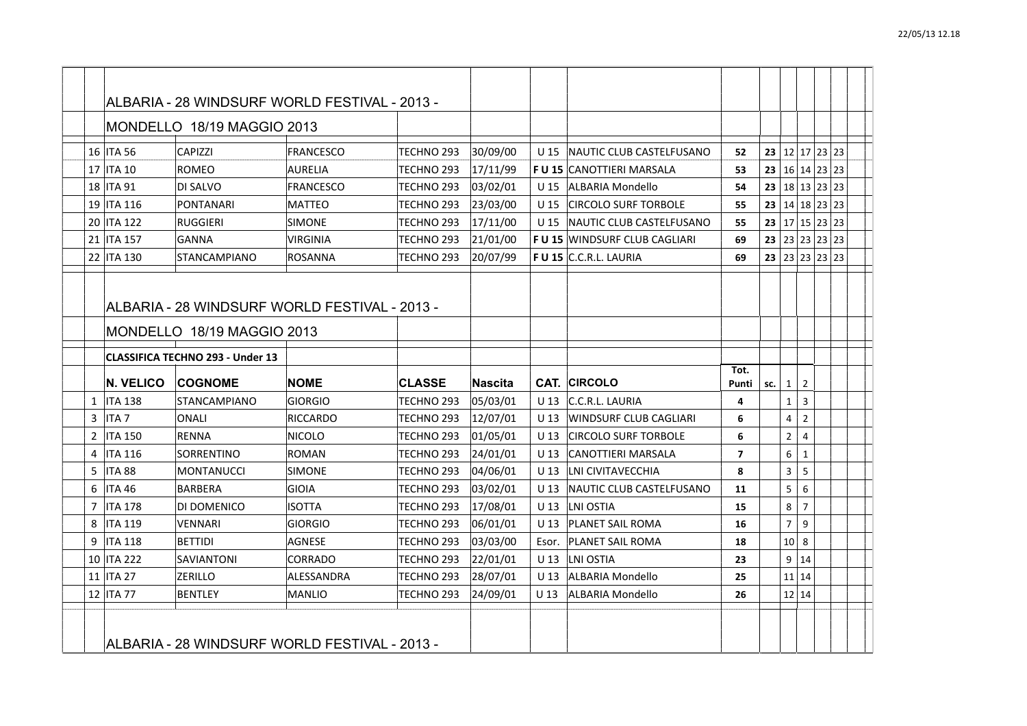## ALBARIA - 28 WINDSURF WORLD FESTIVAL - 2013 -

### MONDELLO 18/19 MAGGIO 2013

| | | | | | | | | | | | | | |
|---|---|---|---|---|---|---|---|---|---|---|---|---|---|
| 16 | ITA 56 | CAPIZZI | FRANCESCO | TECHNO 293 | 30/09/00 | U 15 | NAUTIC CLUB CASTELFUSANO | 52 | **23** | 12 | 17 | 23 | 23 |
| 17 | ITA 10 | ROMEO | AURELIA | TECHNO 293 | 17/11/99 | **F U 15** | CANOTTIERI MARSALA | 53 | **23** | 16 | 14 | 23 | 23 |
| 18 | ITA 91 | DI SALVO | FRANCESCO | TECHNO 293 | 03/02/01 | U 15 | ALBARIA Mondello | 54 | **23** | 18 | 13 | 23 | 23 |
| 19 | ITA 116 | PONTANARI | MATTEO | TECHNO 293 | 23/03/00 | U 15 | CIRCOLO SURF TORBOLE | 55 | **23** | 14 | 18 | 23 | 23 |
| 20 | ITA 122 | RUGGIERI | SIMONE | TECHNO 293 | 17/11/00 | U 15 | NAUTIC CLUB CASTELFUSANO | 55 | **23** | 17 | 15 | 23 | 23 |
| 21 | ITA 157 | GANNA | VIRGINIA | TECHNO 293 | 21/01/00 | **F U 15** | WINDSURF CLUB CAGLIARI | 69 | **23** | 23 | 23 | 23 | 23 |
| 22 | ITA 130 | STANCAMPIANO | ROSANNA | TECHNO 293 | 20/07/99 | **F U 15** | C.C.R.L. LAURIA | 69 | **23** | 23 | 23 | 23 | 23 |

## ALBARIA - 28 WINDSURF WORLD FESTIVAL - 2013 -

### MONDELLO 18/19 MAGGIO 2013

**CLASSIFICA TECHNO 293 - Under 13**

| | N. VELICO | COGNOME | NOME | CLASSE | Nascita | CAT. | CIRCOLO | Tot. Punti | sc. | 1 | 2 |
|---|---|---|---|---|---|---|---|---|---|---|---|
| 1 | ITA 138 | STANCAMPIANO | GIORGIO | TECHNO 293 | 05/03/01 | U 13 | C.C.R.L. LAURIA | **4** | | 1 | 3 |
| 3 | ITA 7 | ONALI | RICCARDO | TECHNO 293 | 12/07/01 | U 13 | WINDSURF CLUB CAGLIARI | **6** | | 4 | 2 |
| 2 | ITA 150 | RENNA | NICOLO | TECHNO 293 | 01/05/01 | U 13 | CIRCOLO SURF TORBOLE | **6** | | 2 | 4 |
| 4 | ITA 116 | SORRENTINO | ROMAN | TECHNO 293 | 24/01/01 | U 13 | CANOTTIERI MARSALA | **7** | | 6 | 1 |
| 5 | ITA 88 | MONTANUCCI | SIMONE | TECHNO 293 | 04/06/01 | U 13 | LNI CIVITAVECCHIA | **8** | | 3 | 5 |
| 6 | ITA 46 | BARBERA | GIOIA | TECHNO 293 | 03/02/01 | U 13 | NAUTIC CLUB CASTELFUSANO | **11** | | 5 | 6 |
| 7 | ITA 178 | DI DOMENICO | ISOTTA | TECHNO 293 | 17/08/01 | U 13 | LNI OSTIA | **15** | | 8 | 7 |
| 8 | ITA 119 | VENNARI | GIORGIO | TECHNO 293 | 06/01/01 | U 13 | PLANET SAIL ROMA | **16** | | 7 | 9 |
| 9 | ITA 118 | BETTIDI | AGNESE | TECHNO 293 | 03/03/00 | Esor. | PLANET SAIL ROMA | **18** | | 10 | 8 |
| 10 | ITA 222 | SAVIANTONI | CORRADO | TECHNO 293 | 22/01/01 | U 13 | LNI OSTIA | **23** | | 9 | 14 |
| 11 | ITA 27 | ZERILLO | ALESSANDRA | TECHNO 293 | 28/07/01 | U 13 | ALBARIA Mondello | **25** | | 11 | 14 |
| 12 | ITA 77 | BENTLEY | MANLIO | TECHNO 293 | 24/09/01 | U 13 | ALBARIA Mondello | **26** | | 12 | 14 |

## ALBARIA - 28 WINDSURF WORLD FESTIVAL - 2013 -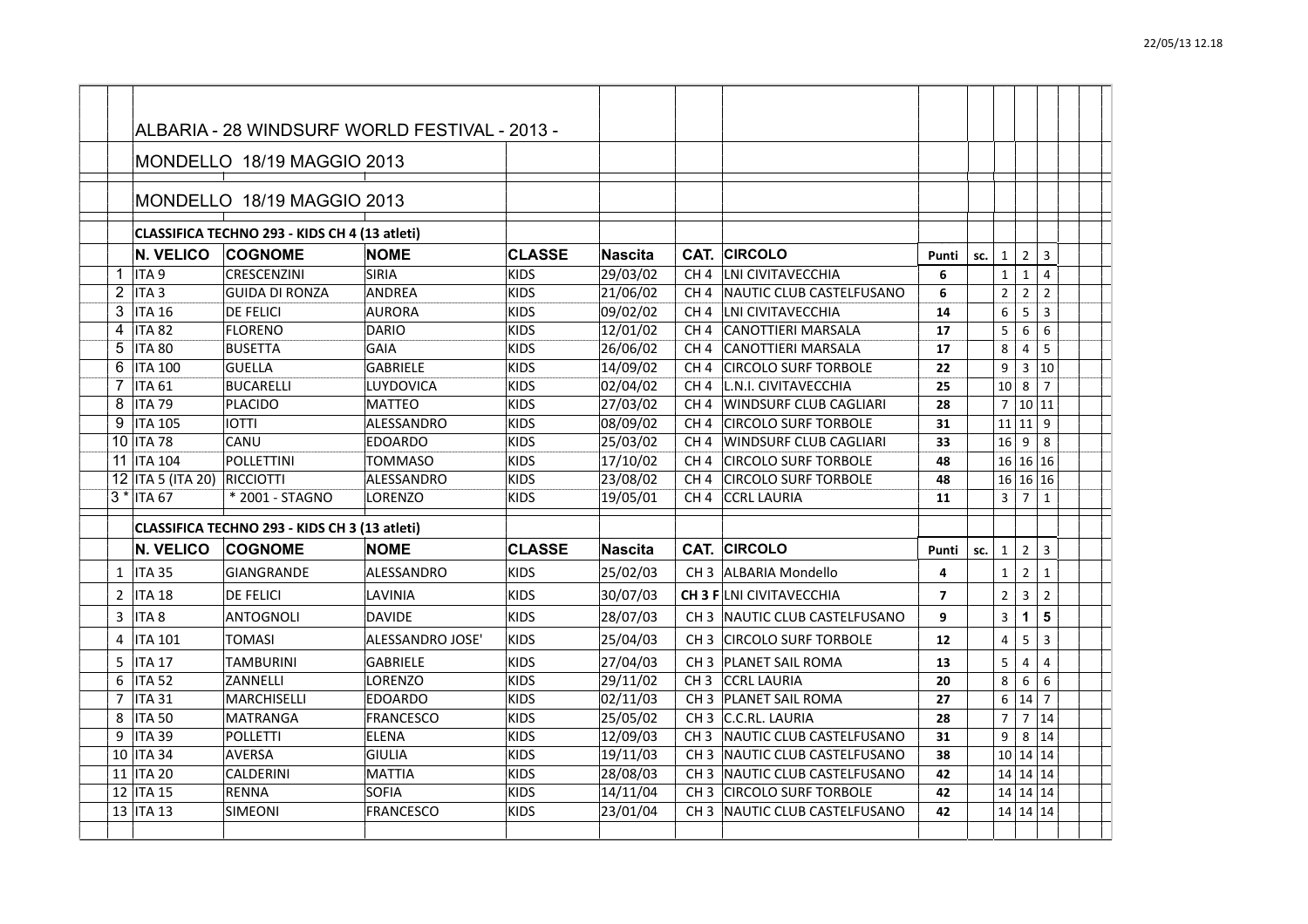# ALBARIA - 28 WINDSURF WORLD FESTIVAL - 2013 -

## MONDELLO 18/19 MAGGIO 2013

## MONDELLO 18/19 MAGGIO 2013

**CLASSIFICA TECHNO 293 - KIDS CH 4 (13 atleti)**

| | N. VELICO | COGNOME | NOME | CLASSE | Nascita | CAT. | CIRCOLO | Punti | sc. | 1 | 2 | 3 |
|---|---|---|---|---|---|---|---|---|---|---|---|---|
| 1 | ITA 9 | CRESCENZINI | SIRIA | KIDS | 29/03/02 | CH 4 | LNI CIVITAVECCHIA | 6 | | 1 | 1 | 4 |
| 2 | ITA 3 | GUIDA DI RONZA | ANDREA | KIDS | 21/06/02 | CH 4 | NAUTIC CLUB CASTELFUSANO | 6 | | 2 | 2 | 2 |
| 3 | ITA 16 | DE FELICI | AURORA | KIDS | 09/02/02 | CH 4 | LNI CIVITAVECCHIA | 14 | | 6 | 5 | 3 |
| 4 | ITA 82 | FLORENO | DARIO | KIDS | 12/01/02 | CH 4 | CANOTTIERI MARSALA | 17 | | 5 | 6 | 6 |
| 5 | ITA 80 | BUSETTA | GAIA | KIDS | 26/06/02 | CH 4 | CANOTTIERI MARSALA | 17 | | 8 | 4 | 5 |
| 6 | ITA 100 | GUELLA | GABRIELE | KIDS | 14/09/02 | CH 4 | CIRCOLO SURF TORBOLE | 22 | | 9 | 3 | 10 |
| 7 | ITA 61 | BUCARELLI | LUYDOVICA | KIDS | 02/04/02 | CH 4 | L.N.I. CIVITAVECCHIA | 25 | | 10 | 8 | 7 |
| 8 | ITA 79 | PLACIDO | MATTEO | KIDS | 27/03/02 | CH 4 | WINDSURF CLUB CAGLIARI | 28 | | 7 | 10 | 11 |
| 9 | ITA 105 | IOTTI | ALESSANDRO | KIDS | 08/09/02 | CH 4 | CIRCOLO SURF TORBOLE | 31 | | 11 | 11 | 9 |
| 10 | ITA 78 | CANU | EDOARDO | KIDS | 25/03/02 | CH 4 | WINDSURF CLUB CAGLIARI | 33 | | 16 | 9 | 8 |
| 11 | ITA 104 | POLLETTINI | TOMMASO | KIDS | 17/10/02 | CH 4 | CIRCOLO SURF TORBOLE | 48 | | 16 | 16 | 16 |
| 12 | ITA 5 (ITA 20) | RICCIOTTI | ALESSANDRO | KIDS | 23/08/02 | CH 4 | CIRCOLO SURF TORBOLE | 48 | | 16 | 16 | 16 |
| 3 * | ITA 67 | * 2001 - STAGNO | LORENZO | KIDS | 19/05/01 | CH 4 | CCRL LAURIA | 11 | | 3 | 7 | 1 |

**CLASSIFICA TECHNO 293 - KIDS CH 3 (13 atleti)**

| | N. VELICO | COGNOME | NOME | CLASSE | Nascita | CAT. | CIRCOLO | Punti | sc. | 1 | 2 | 3 |
|---|---|---|---|---|---|---|---|---|---|---|---|---|
| 1 | ITA 35 | GIANGRANDE | ALESSANDRO | KIDS | 25/02/03 | CH 3 | ALBARIA Mondello | 4 | | 1 | 2 | 1 |
| 2 | ITA 18 | DE FELICI | LAVINIA | KIDS | 30/07/03 | **CH 3 F** | LNI CIVITAVECCHIA | 7 | | 2 | 3 | 2 |
| 3 | ITA 8 | ANTOGNOLI | DAVIDE | KIDS | 28/07/03 | CH 3 | NAUTIC CLUB CASTELFUSANO | 9 | | 3 | **1** | **5** |
| 4 | ITA 101 | TOMASI | ALESSANDRO JOSE' | KIDS | 25/04/03 | CH 3 | CIRCOLO SURF TORBOLE | 12 | | 4 | 5 | 3 |
| 5 | ITA 17 | TAMBURINI | GABRIELE | KIDS | 27/04/03 | CH 3 | PLANET SAIL ROMA | 13 | | 5 | 4 | 4 |
| 6 | ITA 52 | ZANNELLI | LORENZO | KIDS | 29/11/02 | CH 3 | CCRL LAURIA | 20 | | 8 | 6 | 6 |
| 7 | ITA 31 | MARCHISELLI | EDOARDO | KIDS | 02/11/03 | CH 3 | PLANET SAIL ROMA | 27 | | 6 | 14 | 7 |
| 8 | ITA 50 | MATRANGA | FRANCESCO | KIDS | 25/05/02 | CH 3 | C.C.RL. LAURIA | 28 | | 7 | 7 | 14 |
| 9 | ITA 39 | POLLETTI | ELENA | KIDS | 12/09/03 | CH 3 | NAUTIC CLUB CASTELFUSANO | 31 | | 9 | 8 | 14 |
| 10 | ITA 34 | AVERSA | GIULIA | KIDS | 19/11/03 | CH 3 | NAUTIC CLUB CASTELFUSANO | 38 | | 10 | 14 | 14 |
| 11 | ITA 20 | CALDERINI | MATTIA | KIDS | 28/08/03 | CH 3 | NAUTIC CLUB CASTELFUSANO | 42 | | 14 | 14 | 14 |
| 12 | ITA 15 | RENNA | SOFIA | KIDS | 14/11/04 | CH 3 | CIRCOLO SURF TORBOLE | 42 | | 14 | 14 | 14 |
| 13 | ITA 13 | SIMEONI | FRANCESCO | KIDS | 23/01/04 | CH 3 | NAUTIC CLUB CASTELFUSANO | 42 | | 14 | 14 | 14 |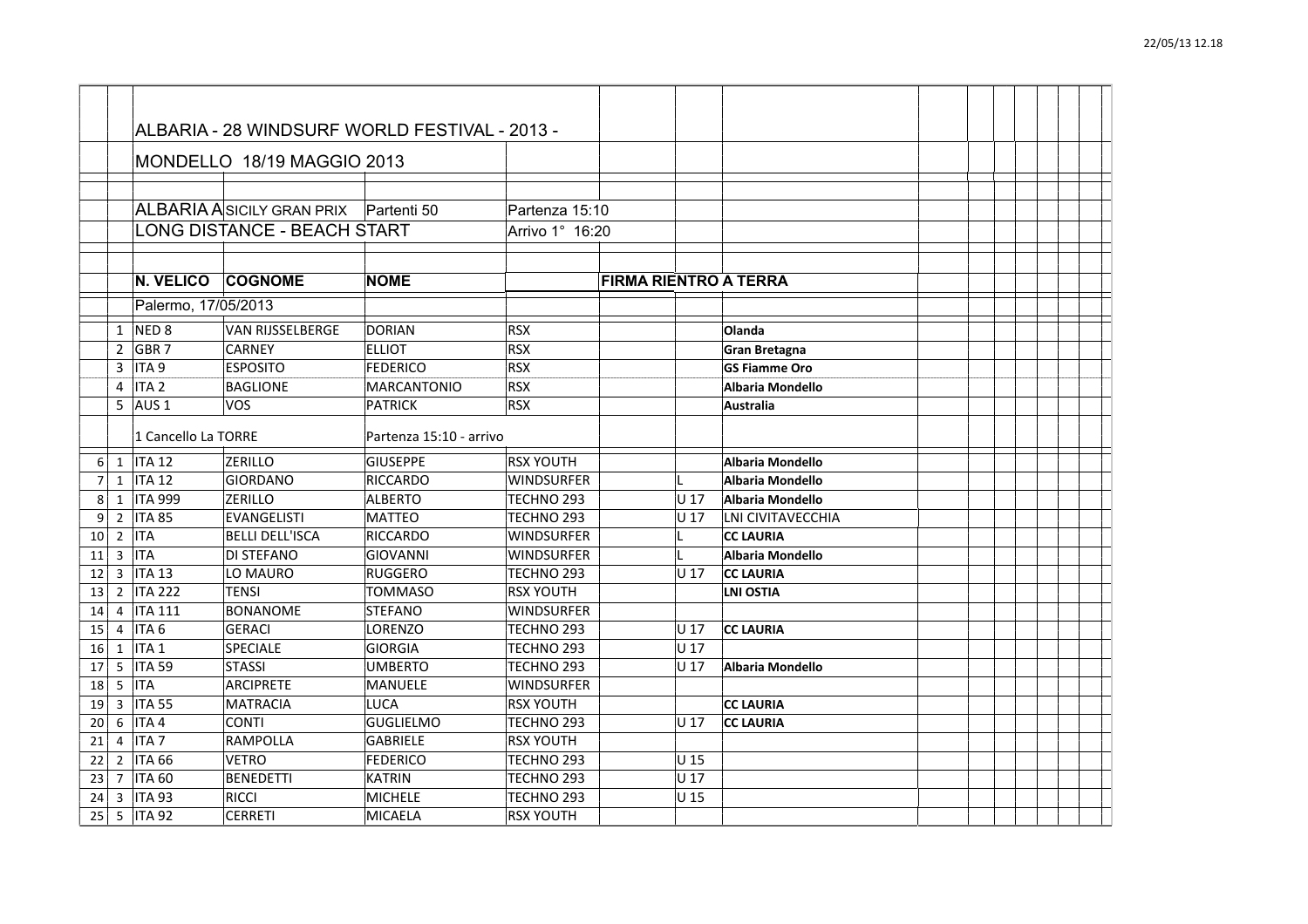# ALBARIA - 28 WINDSURF WORLD FESTIVAL - 2013 -

## MONDELLO 18/19 MAGGIO 2013

ALBARIA A SICILY GRAN PRIX | Partenti 50 | Partenza 15:10

LONG DISTANCE - BEACH START | Arrivo 1° 16:20

| | | N. VELICO | COGNOME | NOME | | FIRMA RIENTRO A TERRA | | |
|---|---|---|---|---|---|---|---|---|
| | | Palermo, 17/05/2013 | | | | | | |
| | 1 | NED 8 | VAN RIJSSELBERGE | DORIAN | RSX | | | Olanda |
| | 2 | GBR 7 | CARNEY | ELLIOT | RSX | | | Gran Bretagna |
| | 3 | ITA 9 | ESPOSITO | FEDERICO | RSX | | | GS Fiamme Oro |
| | 4 | ITA 2 | BAGLIONE | MARCANTONIO | RSX | | | Albaria Mondello |
| | 5 | AUS 1 | VOS | PATRICK | RSX | | | Australia |
| | | 1 Cancello La TORRE | | Partenza 15:10 - arrivo | | | | |
| 6 | 1 | ITA 12 | ZERILLO | GIUSEPPE | RSX YOUTH | | | Albaria Mondello |
| 7 | 1 | ITA 12 | GIORDANO | RICCARDO | WINDSURFER | | L | Albaria Mondello |
| 8 | 1 | ITA 999 | ZERILLO | ALBERTO | TECHNO 293 | | U 17 | Albaria Mondello |
| 9 | 2 | ITA 85 | EVANGELISTI | MATTEO | TECHNO 293 | | U 17 | LNI CIVITAVECCHIA |
| 10 | 2 | ITA | BELLI DELL'ISCA | RICCARDO | WINDSURFER | | L | CC LAURIA |
| 11 | 3 | ITA | DI STEFANO | GIOVANNI | WINDSURFER | | L | Albaria Mondello |
| 12 | 3 | ITA 13 | LO MAURO | RUGGERO | TECHNO 293 | | U 17 | CC LAURIA |
| 13 | 2 | ITA 222 | TENSI | TOMMASO | RSX YOUTH | | | LNI OSTIA |
| 14 | 4 | ITA 111 | BONANOME | STEFANO | WINDSURFER | | | |
| 15 | 4 | ITA 6 | GERACI | LORENZO | TECHNO 293 | | U 17 | CC LAURIA |
| 16 | 1 | ITA 1 | SPECIALE | GIORGIA | TECHNO 293 | | U 17 | |
| 17 | 5 | ITA 59 | STASSI | UMBERTO | TECHNO 293 | | U 17 | Albaria Mondello |
| 18 | 5 | ITA | ARCIPRETE | MANUELE | WINDSURFER | | | |
| 19 | 3 | ITA 55 | MATRACIA | LUCA | RSX YOUTH | | | CC LAURIA |
| 20 | 6 | ITA 4 | CONTI | GUGLIELMO | TECHNO 293 | | U 17 | CC LAURIA |
| 21 | 4 | ITA 7 | RAMPOLLA | GABRIELE | RSX YOUTH | | | |
| 22 | 2 | ITA 66 | VETRO | FEDERICO | TECHNO 293 | | U 15 | |
| 23 | 7 | ITA 60 | BENEDETTI | KATRIN | TECHNO 293 | | U 17 | |
| 24 | 3 | ITA 93 | RICCI | MICHELE | TECHNO 293 | | U 15 | |
| 25 | 5 | ITA 92 | CERRETI | MICAELA | RSX YOUTH | | | |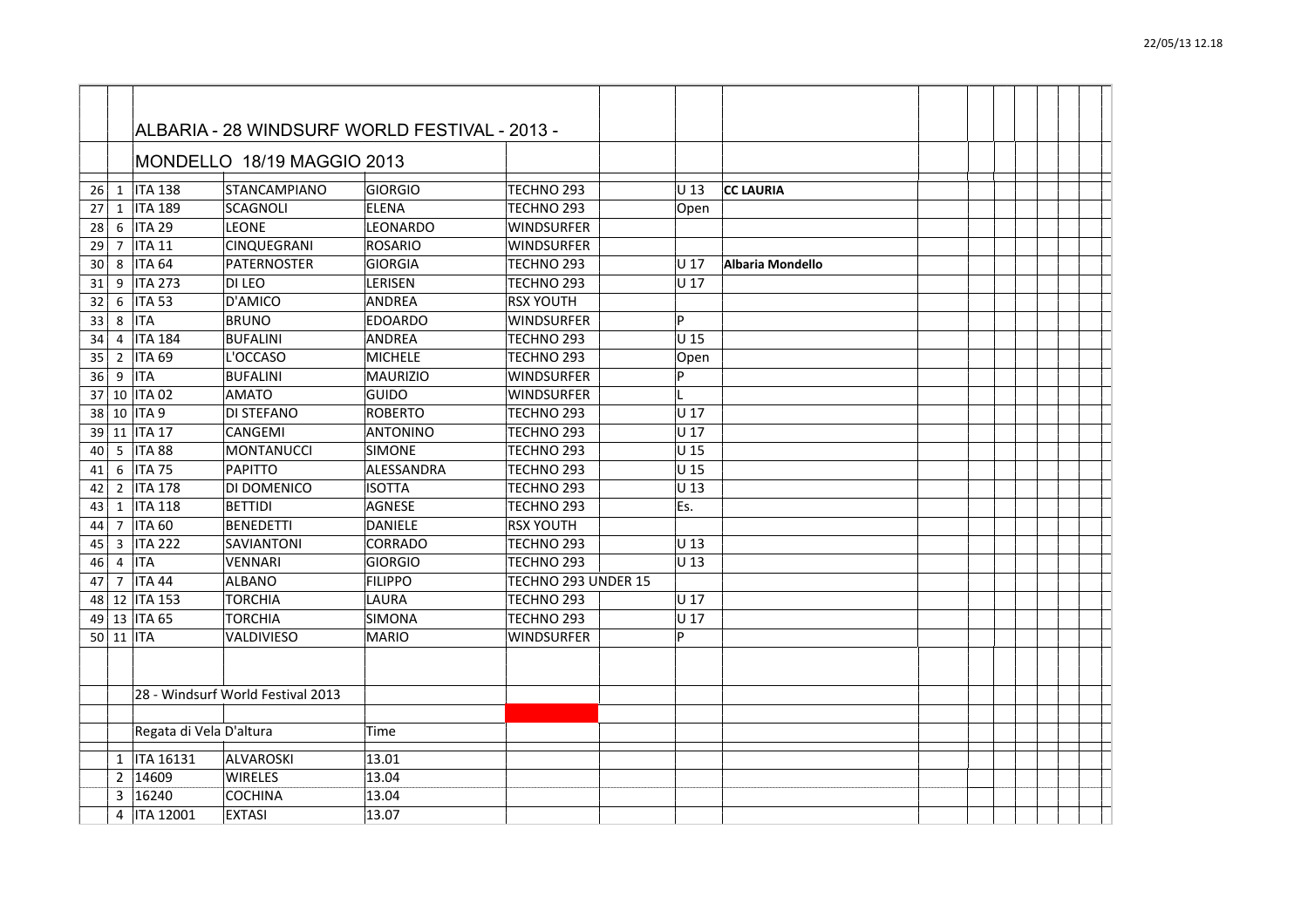# ALBARIA - 28 WINDSURF WORLD FESTIVAL - 2013 -

## MONDELLO 18/19 MAGGIO 2013

| | | | | | | | |
|---|---|---|---|---|---|---|---|
| 26 | 1 | ITA 138 | STANCAMPIANO | GIORGIO | TECHNO 293 | U 13 | **CC LAURIA** |
| 27 | 1 | ITA 189 | SCAGNOLI | ELENA | TECHNO 293 | Open | |
| 28 | 6 | ITA 29 | LEONE | LEONARDO | WINDSURFER | | |
| 29 | 7 | ITA 11 | CINQUEGRANI | ROSARIO | WINDSURFER | | |
| 30 | 8 | ITA 64 | PATERNOSTER | GIORGIA | TECHNO 293 | U 17 | **Albaria Mondello** |
| 31 | 9 | ITA 273 | DI LEO | LERISEN | TECHNO 293 | U 17 | |
| 32 | 6 | ITA 53 | D'AMICO | ANDREA | RSX YOUTH | | |
| 33 | 8 | ITA | BRUNO | EDOARDO | WINDSURFER | P | |
| 34 | 4 | ITA 184 | BUFALINI | ANDREA | TECHNO 293 | U 15 | |
| 35 | 2 | ITA 69 | L'OCCASO | MICHELE | TECHNO 293 | Open | |
| 36 | 9 | ITA | BUFALINI | MAURIZIO | WINDSURFER | P | |
| 37 | 10 | ITA 02 | AMATO | GUIDO | WINDSURFER | L | |
| 38 | 10 | ITA 9 | DI STEFANO | ROBERTO | TECHNO 293 | U 17 | |
| 39 | 11 | ITA 17 | CANGEMI | ANTONINO | TECHNO 293 | U 17 | |
| 40 | 5 | ITA 88 | MONTANUCCI | SIMONE | TECHNO 293 | U 15 | |
| 41 | 6 | ITA 75 | PAPITTO | ALESSANDRA | TECHNO 293 | U 15 | |
| 42 | 2 | ITA 178 | DI DOMENICO | ISOTTA | TECHNO 293 | U 13 | |
| 43 | 1 | ITA 118 | BETTIDI | AGNESE | TECHNO 293 | Es. | |
| 44 | 7 | ITA 60 | BENEDETTI | DANIELE | RSX YOUTH | | |
| 45 | 3 | ITA 222 | SAVIANTONI | CORRADO | TECHNO 293 | U 13 | |
| 46 | 4 | ITA | VENNARI | GIORGIO | TECHNO 293 | U 13 | |
| 47 | 7 | ITA 44 | ALBANO | FILIPPO | TECHNO 293 UNDER 15 | | |
| 48 | 12 | ITA 153 | TORCHIA | LAURA | TECHNO 293 | U 17 | |
| 49 | 13 | ITA 65 | TORCHIA | SIMONA | TECHNO 293 | U 17 | |
| 50 | 11 | ITA | VALDIVIESO | MARIO | WINDSURFER | P | |

28 - Windsurf World Festival 2013

| | Regata di Vela D'altura | | Time |
|---|---|---|---|
| 1 | ITA 16131 | ALVAROSKI | 13.01 |
| 2 | 14609 | WIRELES | 13.04 |
| 3 | 16240 | COCHINA | 13.04 |
| 4 | ITA 12001 | EXTASI | 13.07 |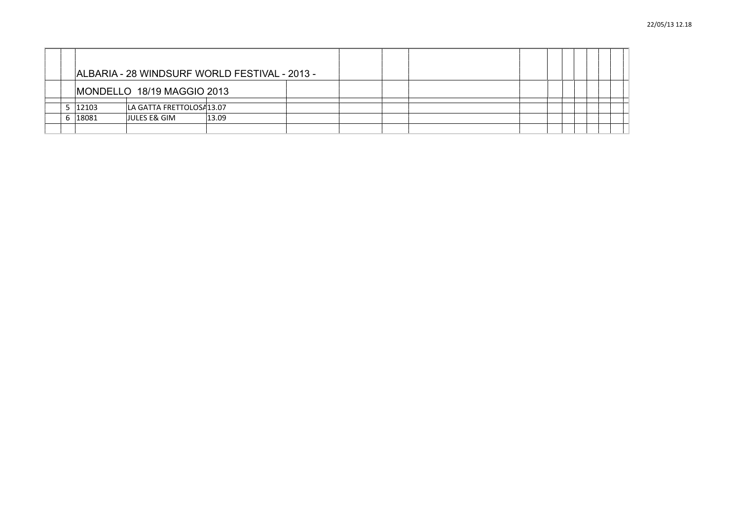ALBARIA - 28 WINDSURF WORLD FESTIVAL - 2013 -

MONDELLO 18/19 MAGGIO 2013

| | | | |
|---|---|---|---|
| 5 | 12103 | LA GATTA FRETTOLOSA | 13.07 |
| 6 | 18081 | JULES E& GIM | 13.09 |